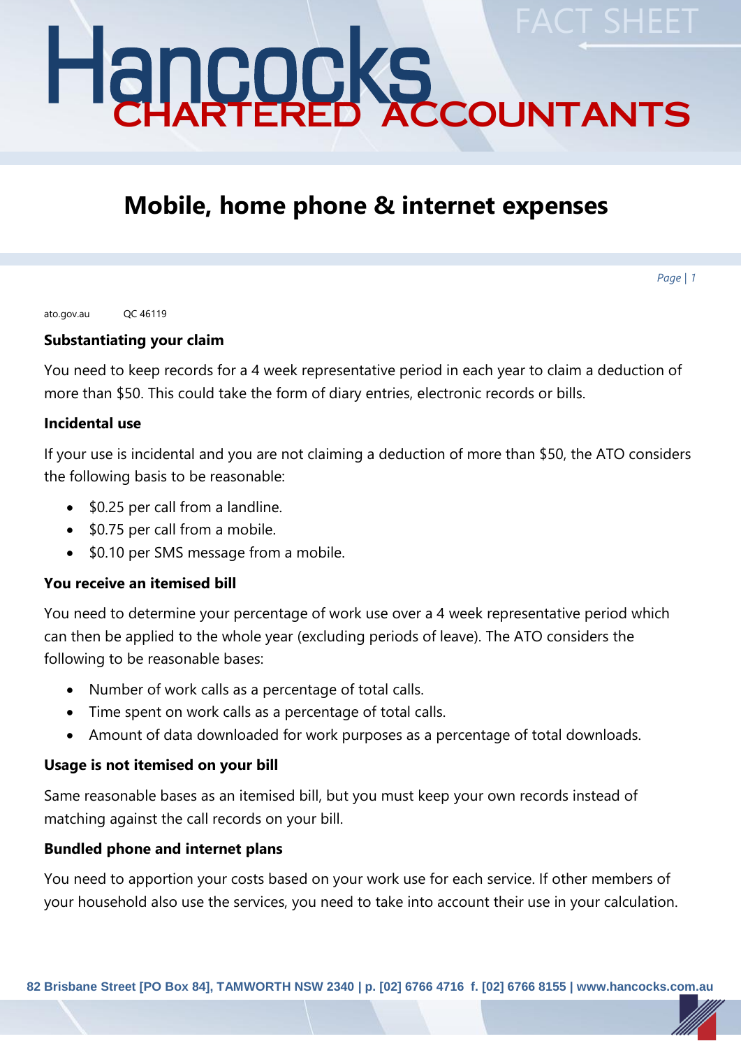# Mobile, home phone & internet expenses

ato.gov.au QC 46119

### Substantiating your claim

You need to keep records for a 4 week representative period in each year to claim a deduction of more than $50. This could take the form of diary entries, electronic records or bills.

### Incidental use

If your use is incidental and you are not claiming a deduction of more than $50, the ATO considers the following basis to be reasonable:

- $0.25 per call from a landline.
- $0.75 per call from a mobile.
- $0.10 per SMS message from a mobile.

### You receive an itemised bill

You need to determine your percentage of work use over a 4 week representative period which can then be applied to the whole year (excluding periods of leave). The ATO considers the following to be reasonable bases:

- Number of work calls as a percentage of total calls.
- Time spent on work calls as a percentage of total calls.
- Amount of data downloaded for work purposes as a percentage of total downloads.

### Usage is not itemised on your bill

Same reasonable bases as an itemised bill, but you must keep your own records instead of matching against the call records on your bill.

### Bundled phone and internet plans

You need to apportion your costs based on your work use for each service. If other members of your household also use the services, you need to take into account their use in your calculation.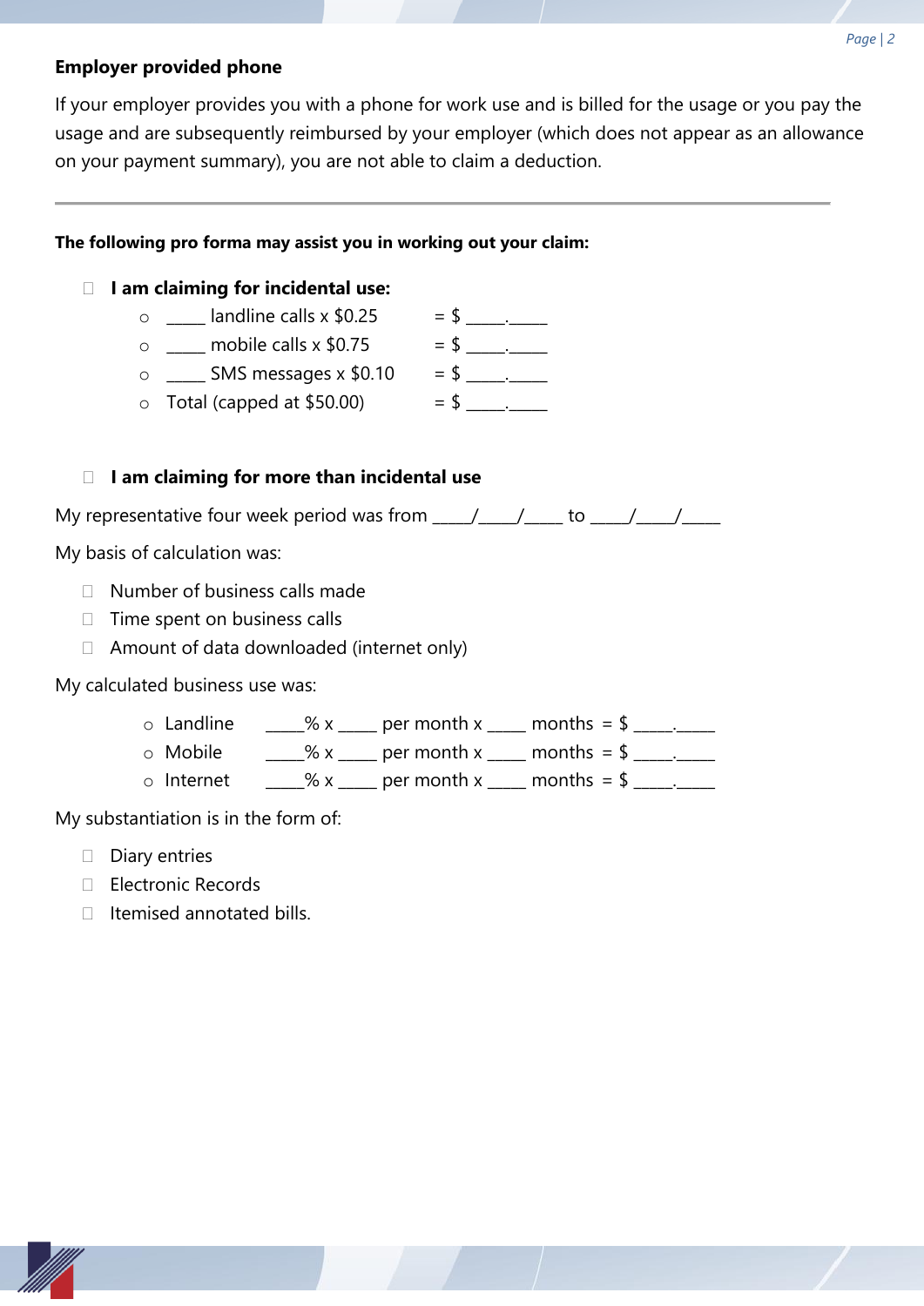**Employer provided phone**

If your employer provides you with a phone for work use and is billed for the usage or you pay the usage and are subsequently reimbursed by your employer (which does not appear as an allowance on your payment summary), you are not able to claim a deduction.

---

**The following pro forma may assist you in working out your claim:**

- ☐ **I am claiming for incidental use:**
  - _____ landline calls x $0.25 = $ _____._____
  - _____ mobile calls x $0.75 = $ _____._____
  - _____ SMS messages x $0.10 = $ _____._____
  - Total (capped at $50.00) = $ _____._____

- ☐ **I am claiming for more than incidental use**

My representative four week period was from _____/_____/_____ to _____/_____/_____

My basis of calculation was:

- ☐ Number of business calls made
- ☐ Time spent on business calls
- ☐ Amount of data downloaded (internet only)

My calculated business use was:

- Landline _____% x _____ per month x _____ months = $ _____._____
- Mobile _____% x _____ per month x _____ months = $ _____._____
- Internet _____% x _____ per month x _____ months = $ _____._____

My substantiation is in the form of:

- ☐ Diary entries
- ☐ Electronic Records
- ☐ Itemised annotated bills.